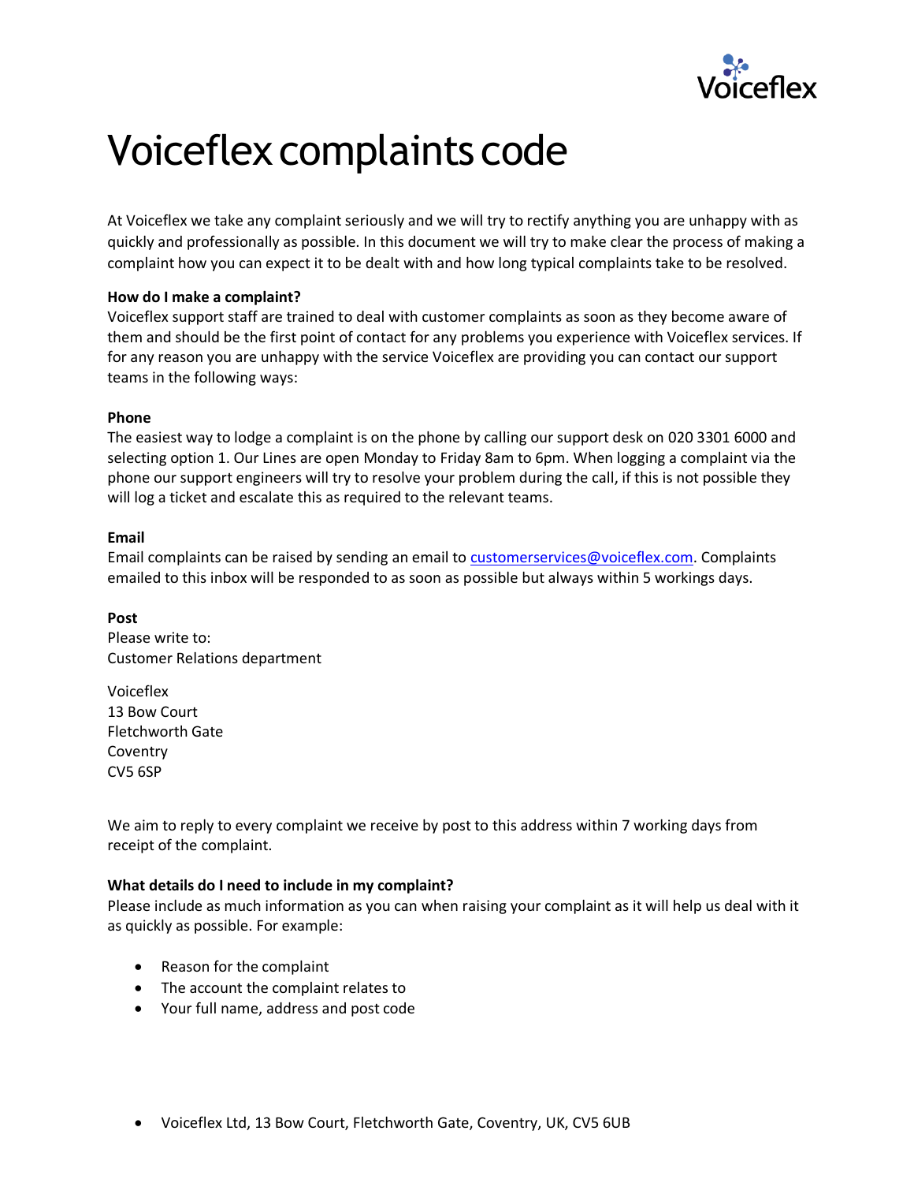# Voiceflex complaints code

At Voiceflex we take any complaint seriously and we will try to rectify anything you are unhappy with as quickly and professionally as possible. In this document we will try to make clear the process of making a complaint how you can expect it to be dealt with and how long typical complaints take to be resolved.

**How do I make a complaint?**

Voiceflex support staff are trained to deal with customer complaints as soon as they become aware of them and should be the first point of contact for any problems you experience with Voiceflex services. If for any reason you are unhappy with the service Voiceflex are providing you can contact our support teams in the following ways:

**Phone**

The easiest way to lodge a complaint is on the phone by calling our support desk on 020 3301 6000 and selecting option 1. Our Lines are open Monday to Friday 8am to 6pm. When logging a complaint via the phone our support engineers will try to resolve your problem during the call, if this is not possible they will log a ticket and escalate this as required to the relevant teams.

**Email**

Email complaints can be raised by sending an email to customerservices@voiceflex.com. Complaints emailed to this inbox will be responded to as soon as possible but always within 5 workings days.

**Post**

Please write to:
Customer Relations department

Voiceflex
13 Bow Court
Fletchworth Gate
Coventry
CV5 6SP

We aim to reply to every complaint we receive by post to this address within 7 working days from receipt of the complaint.

**What details do I need to include in my complaint?**

Please include as much information as you can when raising your complaint as it will help us deal with it as quickly as possible. For example:

- Reason for the complaint
- The account the complaint relates to
- Your full name, address and post code

- Voiceflex Ltd, 13 Bow Court, Fletchworth Gate, Coventry, UK, CV5 6UB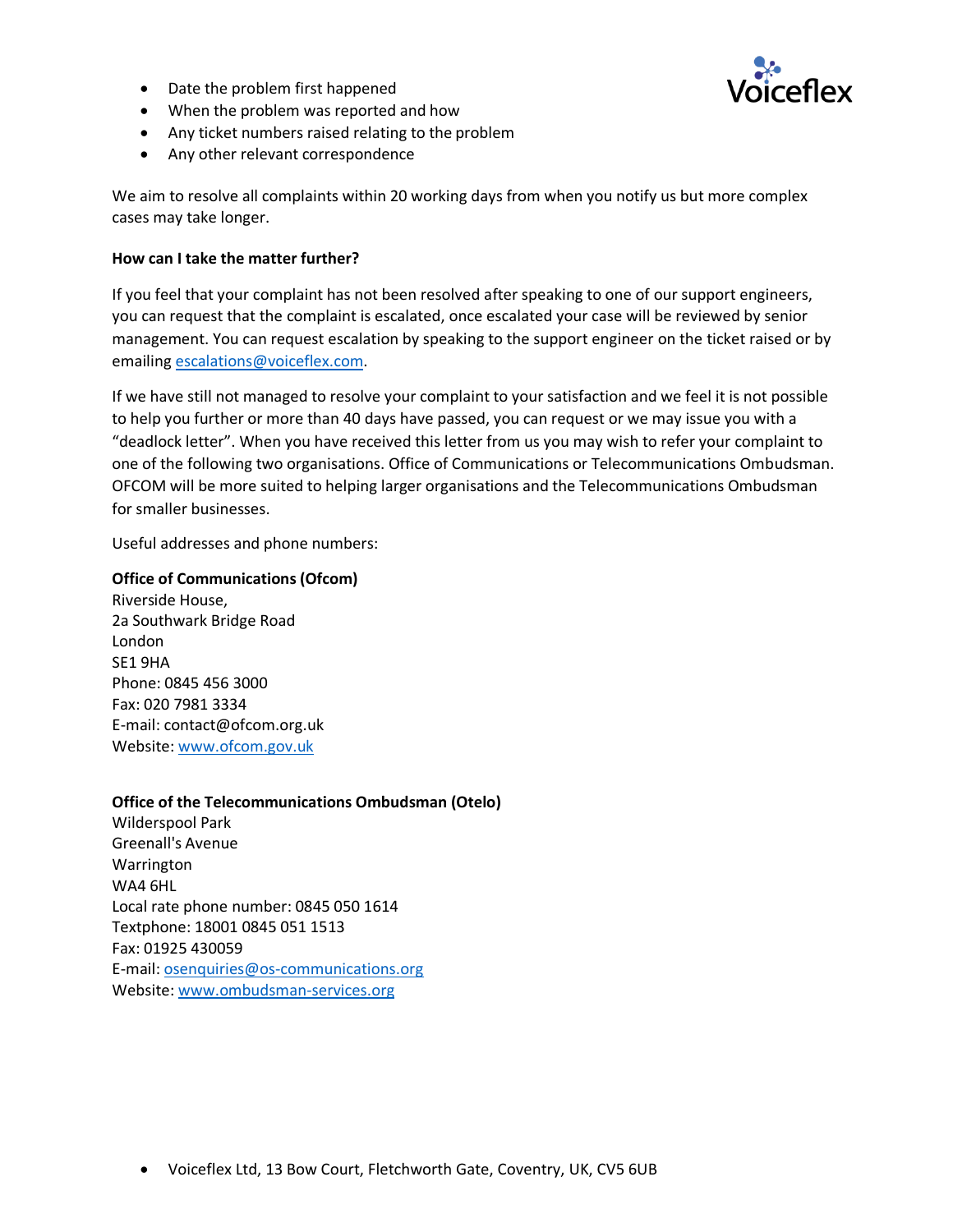- Date the problem first happened
- When the problem was reported and how
- Any ticket numbers raised relating to the problem
- Any other relevant correspondence

We aim to resolve all complaints within 20 working days from when you notify us but more complex cases may take longer.

**How can I take the matter further?**

If you feel that your complaint has not been resolved after speaking to one of our support engineers, you can request that the complaint is escalated, once escalated your case will be reviewed by senior management. You can request escalation by speaking to the support engineer on the ticket raised or by emailing escalations@voiceflex.com.

If we have still not managed to resolve your complaint to your satisfaction and we feel it is not possible to help you further or more than 40 days have passed, you can request or we may issue you with a "deadlock letter". When you have received this letter from us you may wish to refer your complaint to one of the following two organisations. Office of Communications or Telecommunications Ombudsman. OFCOM will be more suited to helping larger organisations and the Telecommunications Ombudsman for smaller businesses.

Useful addresses and phone numbers:

**Office of Communications (Ofcom)**
Riverside House,
2a Southwark Bridge Road
London
SE1 9HA
Phone: 0845 456 3000
Fax: 020 7981 3334
E-mail: contact@ofcom.org.uk
Website: www.ofcom.gov.uk

**Office of the Telecommunications Ombudsman (Otelo)**
Wilderspool Park
Greenall's Avenue
Warrington
WA4 6HL
Local rate phone number: 0845 050 1614
Textphone: 18001 0845 051 1513
Fax: 01925 430059
E-mail: osenquiries@os-communications.org
Website: www.ombudsman-services.org

- Voiceflex Ltd, 13 Bow Court, Fletchworth Gate, Coventry, UK, CV5 6UB